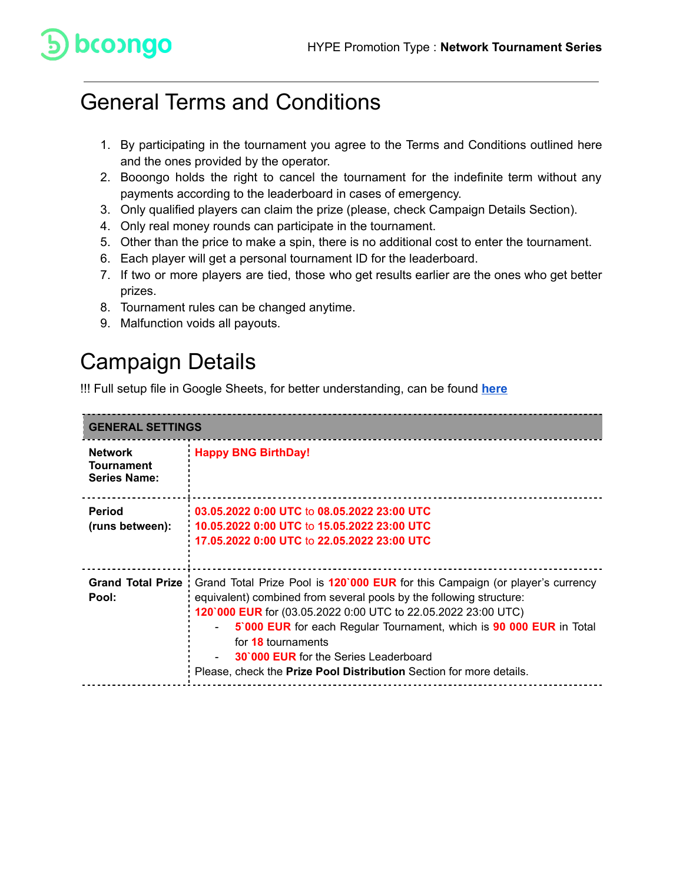# General Terms and Conditions

1. By participating in the tournament you agree to the Terms and Conditions outlined here and the ones provided by the operator.
2. Booongo holds the right to cancel the tournament for the indefinite term without any payments according to the leaderboard in cases of emergency.
3. Only qualified players can claim the prize (please, check Campaign Details Section).
4. Only real money rounds can participate in the tournament.
5. Other than the price to make a spin, there is no additional cost to enter the tournament.
6. Each player will get a personal tournament ID for the leaderboard.
7. If two or more players are tied, those who get results earlier are the ones who get better prizes.
8. Tournament rules can be changed anytime.
9. Malfunction voids all payouts.

# Campaign Details

!!! Full setup file in Google Sheets, for better understanding, can be found **here**

| GENERAL SETTINGS | |
|---|---|
| **Network Tournament Series Name:** | **Happy BNG BirthDay!** |
| **Period (runs between):** | **03.05.2022 0:00 UTC** to **08.05.2022 23:00 UTC**<br>**10.05.2022 0:00 UTC** to **15.05.2022 23:00 UTC**<br>**17.05.2022 0:00 UTC** to **22.05.2022 23:00 UTC** |
| **Grand Total Prize Pool:** | Grand Total Prize Pool is **120`000 EUR** for this Campaign (or player's currency equivalent) combined from several pools by the following structure:<br>**120`000 EUR** for (03.05.2022 0:00 UTC to 22.05.2022 23:00 UTC)<br>- **5`000 EUR** for each Regular Tournament, which is **90 000 EUR** in Total for **18** tournaments<br>- **30`000 EUR** for the Series Leaderboard<br>Please, check the **Prize Pool Distribution** Section for more details. |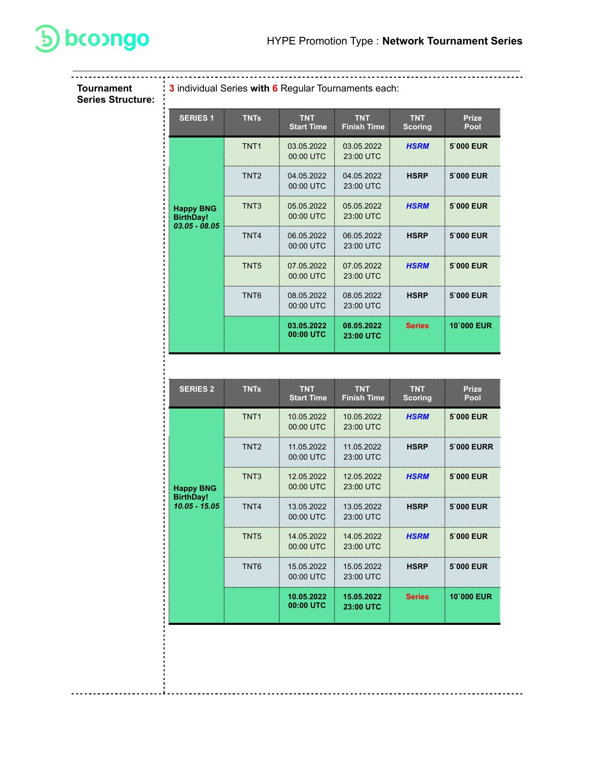**Tournament Series Structure:**

3 individual Series **with** 6 Regular Tournaments each:

| SERIES 1 | TNTs | TNT Start Time | TNT Finish Time | TNT Scoring | Prize Pool |
|---|---|---|---|---|---|
| **Happy BNG BirthDay!** ***03.05 - 08.05*** | TNT1 | 03.05.2022 00:00 UTC | 03.05.2022 23:00 UTC | ***HSRM*** | **5`000 EUR** |
| | TNT2 | 04.05.2022 00:00 UTC | 04.05.2022 23:00 UTC | **HSRP** | **5`000 EUR** |
| | TNT3 | 05.05.2022 00:00 UTC | 05.05.2022 23:00 UTC | ***HSRM*** | **5`000 EUR** |
| | TNT4 | 06.05.2022 00:00 UTC | 06.05.2022 23:00 UTC | **HSRP** | **5`000 EUR** |
| | TNT5 | 07.05.2022 00:00 UTC | 07.05.2022 23:00 UTC | ***HSRM*** | **5`000 EUR** |
| | TNT6 | 08.05.2022 00:00 UTC | 08.05.2022 23:00 UTC | **HSRP** | **5`000 EUR** |
| | | **03.05.2022 00:00 UTC** | **08.05.2022 23:00 UTC** | **Series** | **10`000 EUR** |

| SERIES 2 | TNTs | TNT Start Time | TNT Finish Time | TNT Scoring | Prize Pool |
|---|---|---|---|---|---|
| **Happy BNG BirthDay!** ***10.05 - 15.05*** | TNT1 | 10.05.2022 00:00 UTC | 10.05.2022 23:00 UTC | ***HSRM*** | **5`000 EUR** |
| | TNT2 | 11.05.2022 00:00 UTC | 11.05.2022 23:00 UTC | **HSRP** | **5`000 EURR** |
| | TNT3 | 12.05.2022 00:00 UTC | 12.05.2022 23:00 UTC | ***HSRM*** | **5`000 EUR** |
| | TNT4 | 13.05.2022 00:00 UTC | 13.05.2022 23:00 UTC | **HSRP** | **5`000 EUR** |
| | TNT5 | 14.05.2022 00:00 UTC | 14.05.2022 23:00 UTC | ***HSRM*** | **5`000 EUR** |
| | TNT6 | 15.05.2022 00:00 UTC | 15.05.2022 23:00 UTC | **HSRP** | **5`000 EUR** |
| | | **10.05.2022 00:00 UTC** | **15.05.2022 23:00 UTC** | **Series** | **10`000 EUR** |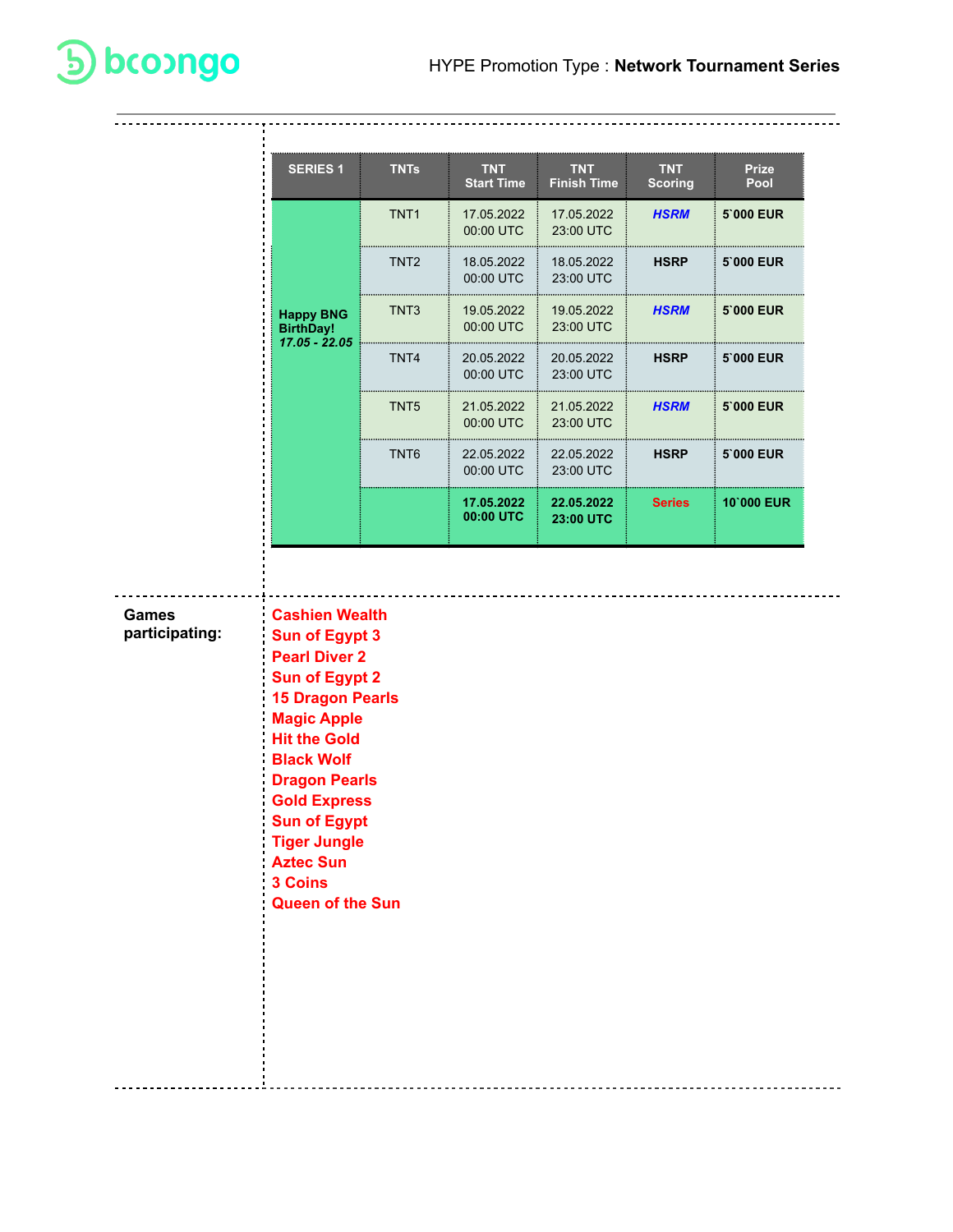HYPE Promotion Type : **Network Tournament Series**

| SERIES 1 | TNTs | TNT Start Time | TNT Finish Time | TNT Scoring | Prize Pool |
|---|---|---|---|---|---|
| **Happy BNG BirthDay!** ***17.05 - 22.05*** | TNT1 | 17.05.2022 00:00 UTC | 17.05.2022 23:00 UTC | ***HSRM*** | **5`000 EUR** |
| | TNT2 | 18.05.2022 00:00 UTC | 18.05.2022 23:00 UTC | **HSRP** | **5`000 EUR** |
| | TNT3 | 19.05.2022 00:00 UTC | 19.05.2022 23:00 UTC | ***HSRM*** | **5`000 EUR** |
| | TNT4 | 20.05.2022 00:00 UTC | 20.05.2022 23:00 UTC | **HSRP** | **5`000 EUR** |
| | TNT5 | 21.05.2022 00:00 UTC | 21.05.2022 23:00 UTC | ***HSRM*** | **5`000 EUR** |
| | TNT6 | 22.05.2022 00:00 UTC | 22.05.2022 23:00 UTC | **HSRP** | **5`000 EUR** |
| | | **17.05.2022 00:00 UTC** | **22.05.2022 23:00 UTC** | **Series** | **10`000 EUR** |

**Games participating:**

**Cashien Wealth**
**Sun of Egypt 3**
**Pearl Diver 2**
**Sun of Egypt 2**
**15 Dragon Pearls**
**Magic Apple**
**Hit the Gold**
**Black Wolf**
**Dragon Pearls**
**Gold Express**
**Sun of Egypt**
**Tiger Jungle**
**Aztec Sun**
**3 Coins**
**Queen of the Sun**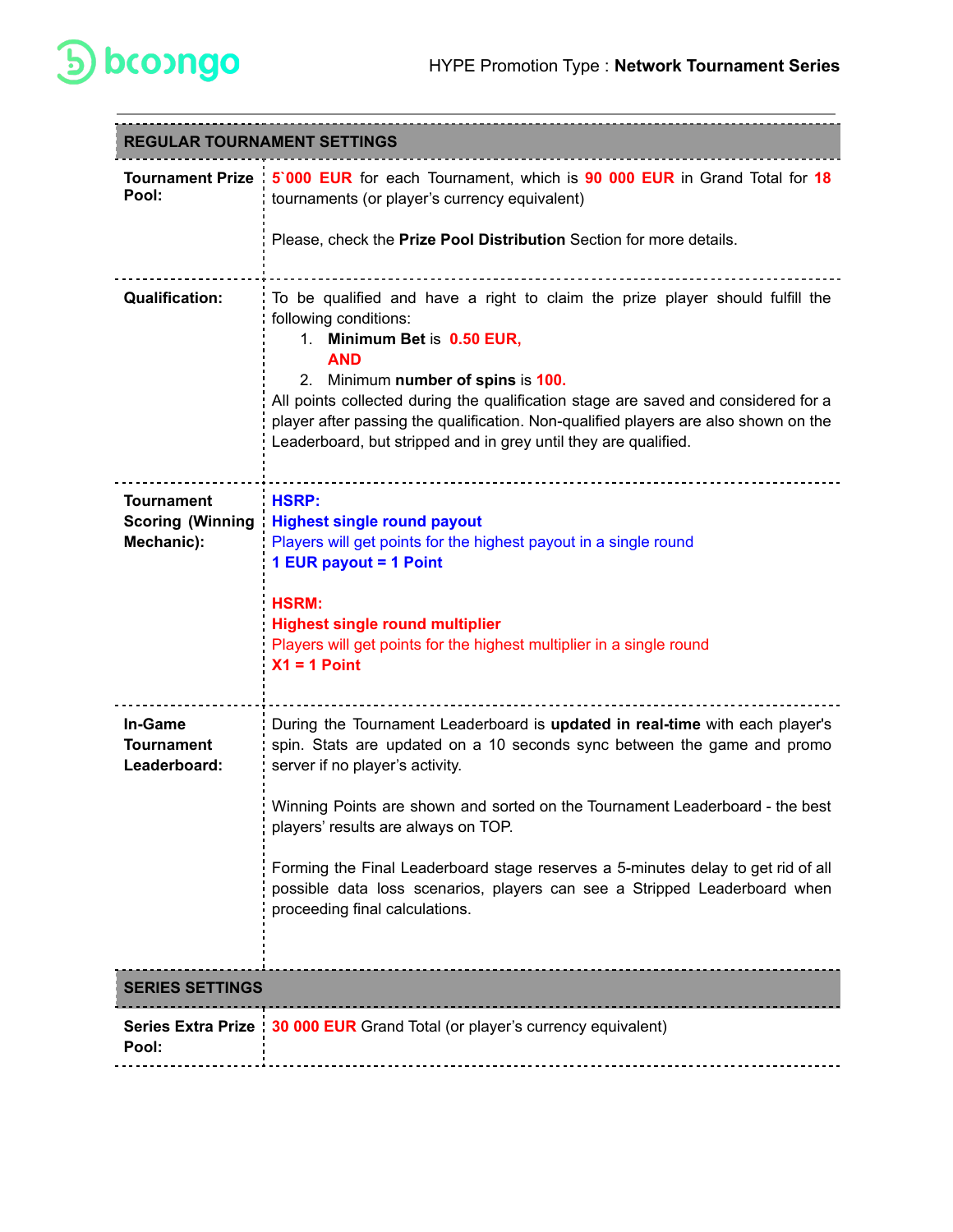| REGULAR TOURNAMENT SETTINGS | |
|---|---|
| **Tournament Prize Pool:** | **5`000 EUR** for each Tournament, which is **90 000 EUR** in Grand Total for **18** tournaments (or player's currency equivalent)<br><br>Please, check the **Prize Pool Distribution** Section for more details. |
| **Qualification:** | To be qualified and have a right to claim the prize player should fulfill the following conditions:<br>1. **Minimum Bet** is **0.50 EUR,**<br>**AND**<br>2. Minimum **number of spins** is **100.**<br>All points collected during the qualification stage are saved and considered for a player after passing the qualification. Non-qualified players are also shown on the Leaderboard, but stripped and in grey until they are qualified. |
| **Tournament Scoring (Winning Mechanic):** | **HSRP:**<br>**Highest single round payout**<br>Players will get points for the highest payout in a single round<br>**1 EUR payout = 1 Point**<br><br>**HSRM:**<br>**Highest single round multiplier**<br>Players will get points for the highest multiplier in a single round<br>**X1 = 1 Point** |
| **In-Game Tournament Leaderboard:** | During the Tournament Leaderboard is **updated in real-time** with each player's spin. Stats are updated on a 10 seconds sync between the game and promo server if no player's activity.<br><br>Winning Points are shown and sorted on the Tournament Leaderboard - the best players' results are always on TOP.<br><br>Forming the Final Leaderboard stage reserves a 5-minutes delay to get rid of all possible data loss scenarios, players can see a Stripped Leaderboard when proceeding final calculations. |

| SERIES SETTINGS | |
|---|---|
| **Series Extra Prize Pool:** | **30 000 EUR** Grand Total (or player's currency equivalent) |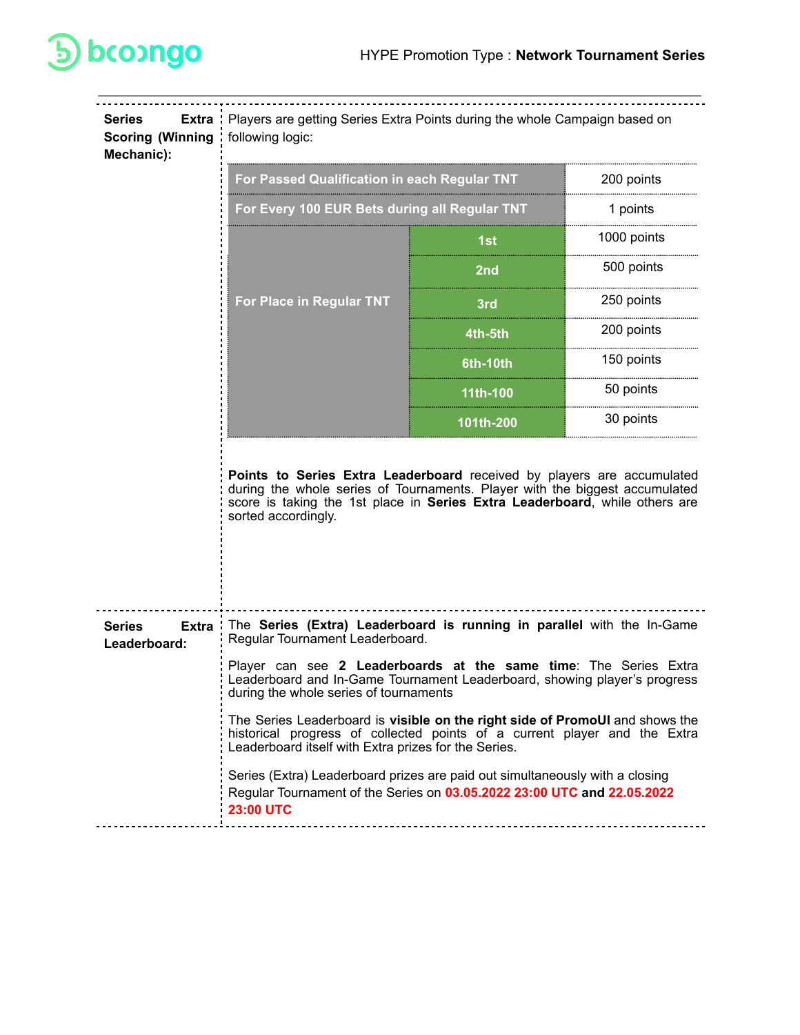| | |
|---|---|
| **Series Extra Scoring (Winning Mechanic):** | Players are getting Series Extra Points during the whole Campaign based on following logic: |

| For Passed Qualification in each Regular TNT | | 200 points |
|---|---|---|
| For Every 100 EUR Bets during all Regular TNT | | 1 points |
| For Place in Regular TNT | 1st | 1000 points |
| | 2nd | 500 points |
| | 3rd | 250 points |
| | 4th-5th | 200 points |
| | 6th-10th | 150 points |
| | 11th-100 | 50 points |
| | 101th-200 | 30 points |

**Points to Series Extra Leaderboard** received by players are accumulated during the whole series of Tournaments. Player with the biggest accumulated score is taking the 1st place in **Series Extra Leaderboard**, while others are sorted accordingly.

**Series Extra Leaderboard:**

The **Series (Extra) Leaderboard is running in parallel** with the In-Game Regular Tournament Leaderboard.

Player can see **2 Leaderboards at the same time**: The Series Extra Leaderboard and In-Game Tournament Leaderboard, showing player's progress during the whole series of tournaments

The Series Leaderboard is **visible on the right side of PromoUI** and shows the historical progress of collected points of a current player and the Extra Leaderboard itself with Extra prizes for the Series.

Series (Extra) Leaderboard prizes are paid out simultaneously with a closing Regular Tournament of the Series on **03.05.2022 23:00 UTC and 22.05.2022 23:00 UTC**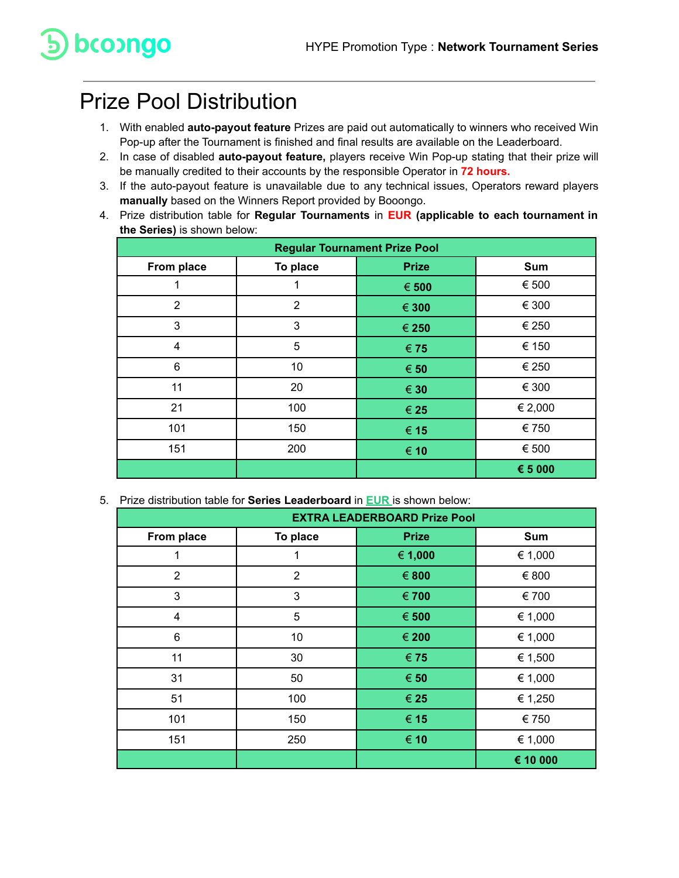# Prize Pool Distribution

1. With enabled **auto-payout feature** Prizes are paid out automatically to winners who received Win Pop-up after the Tournament is finished and final results are available on the Leaderboard.
2. In case of disabled **auto-payout feature,** players receive Win Pop-up stating that their prize will be manually credited to their accounts by the responsible Operator in **72 hours.**
3. If the auto-payout feature is unavailable due to any technical issues, Operators reward players **manually** based on the Winners Report provided by Booongo.
4. Prize distribution table for **Regular Tournaments** in **EUR (applicable to each tournament in the Series)** is shown below:

| Regular Tournament Prize Pool | | | |
|---|---|---|---|
| **From place** | **To place** | **Prize** | **Sum** |
| 1 | 1 | **€ 500** | € 500 |
| 2 | 2 | **€ 300** | € 300 |
| 3 | 3 | **€ 250** | € 250 |
| 4 | 5 | **€ 75** | € 150 |
| 6 | 10 | **€ 50** | € 250 |
| 11 | 20 | **€ 30** | € 300 |
| 21 | 100 | **€ 25** | € 2,000 |
| 101 | 150 | **€ 15** | € 750 |
| 151 | 200 | **€ 10** | € 500 |
| | | | **€ 5 000** |

5. Prize distribution table for **Series Leaderboard** in **EUR** is shown below:

| EXTRA LEADERBOARD Prize Pool | | | |
|---|---|---|---|
| **From place** | **To place** | **Prize** | **Sum** |
| 1 | 1 | **€ 1,000** | € 1,000 |
| 2 | 2 | **€ 800** | € 800 |
| 3 | 3 | **€ 700** | € 700 |
| 4 | 5 | **€ 500** | € 1,000 |
| 6 | 10 | **€ 200** | € 1,000 |
| 11 | 30 | **€ 75** | € 1,500 |
| 31 | 50 | **€ 50** | € 1,000 |
| 51 | 100 | **€ 25** | € 1,250 |
| 101 | 150 | **€ 15** | € 750 |
| 151 | 250 | **€ 10** | € 1,000 |
| | | | **€ 10 000** |